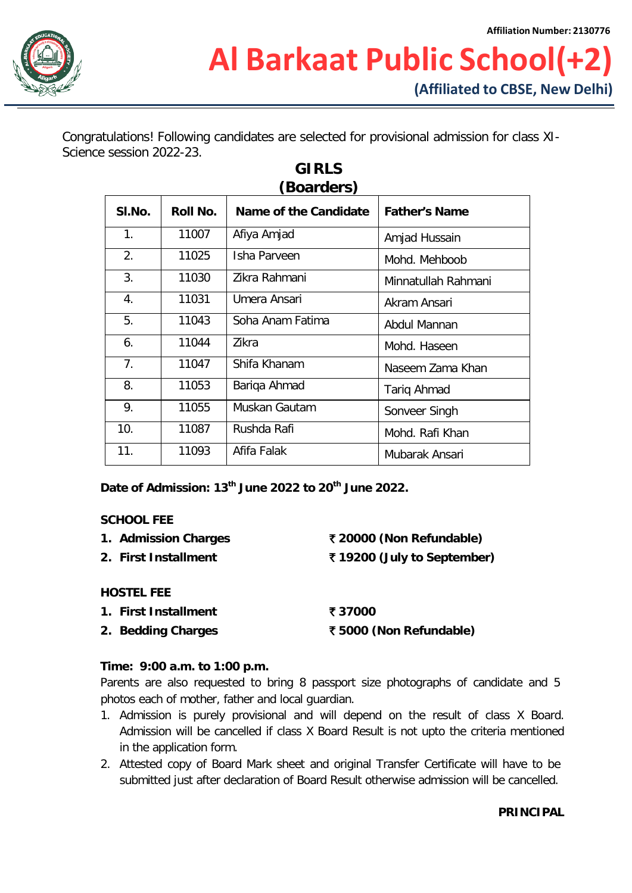Affiliation Number: 2130776

# Al Barkaat Public School(+2)

**(Affiliated to CBSE, New Delhi)**

Congratulations! Following candidates are selected for provisional admission for class XI-Science session 2022-23.

## GIRLS (Boarders)

| Sl.No. | Roll No. | Name of the Candidate | Father's Name |
|---|---|---|---|
| 1. | 11007 | Afiya Amjad | Amjad Hussain |
| 2. | 11025 | Isha Parveen | Mohd. Mehboob |
| 3. | 11030 | Zikra Rahmani | Minnatullah Rahmani |
| 4. | 11031 | Umera Ansari | Akram Ansari |
| 5. | 11043 | Soha Anam Fatima | Abdul Mannan |
| 6. | 11044 | Zikra | Mohd. Haseen |
| 7. | 11047 | Shifa Khanam | Naseem Zama Khan |
| 8. | 11053 | Bariqa Ahmad | Tariq Ahmad |
| 9. | 11055 | Muskan Gautam | Sonveer Singh |
| 10. | 11087 | Rushda Rafi | Mohd. Rafi Khan |
| 11. | 11093 | Afifa Falak | Mubarak Ansari |

**Date of Admission: 13th June 2022 to 20th June 2022.**

**SCHOOL FEE**

1. **Admission Charges** — **₹ 20000 (Non Refundable)**
2. **First Installment** — **₹ 19200 (July to September)**

**HOSTEL FEE**

1. **First Installment** — **₹ 37000**
2. **Bedding Charges** — **₹ 5000 (Non Refundable)**

**Time: 9:00 a.m. to 1:00 p.m.**

Parents are also requested to bring 8 passport size photographs of candidate and 5 photos each of mother, father and local guardian.

1. Admission is purely provisional and will depend on the result of class X Board. Admission will be cancelled if class X Board Result is not upto the criteria mentioned in the application form.
2. Attested copy of Board Mark sheet and original Transfer Certificate will have to be submitted just after declaration of Board Result otherwise admission will be cancelled.

**PRINCIPAL**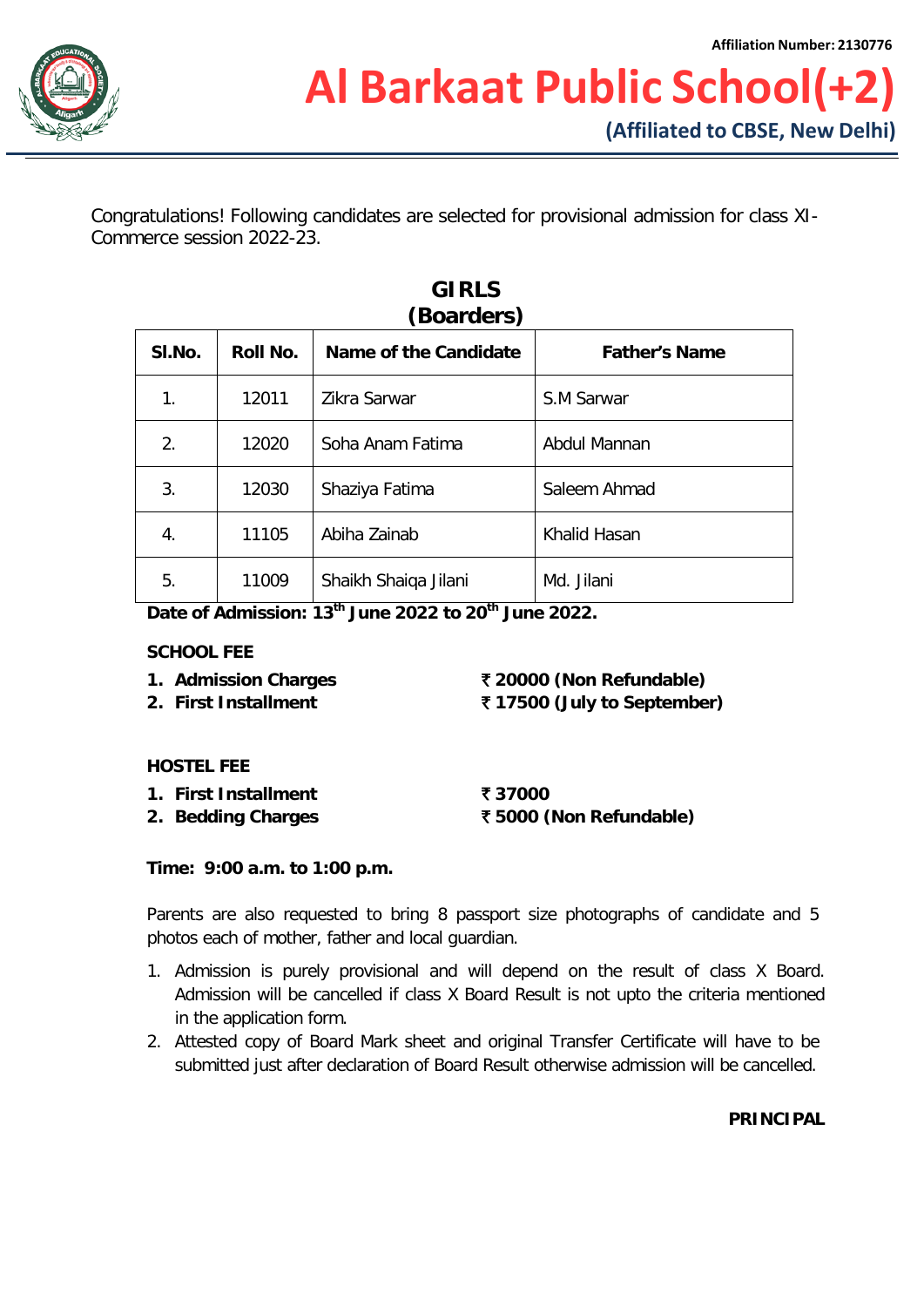Affiliation Number: 2130776

# Al Barkaat Public School(+2)

**(Affiliated to CBSE, New Delhi)**

Congratulations! Following candidates are selected for provisional admission for class XI-Commerce session 2022-23.

## GIRLS (Boarders)

| Sl.No. | Roll No. | Name of the Candidate | Father's Name |
|---|---|---|---|
| 1. | 12011 | Zikra Sarwar | S.M Sarwar |
| 2. | 12020 | Soha Anam Fatima | Abdul Mannan |
| 3. | 12030 | Shaziya Fatima | Saleem Ahmad |
| 4. | 11105 | Abiha Zainab | Khalid Hasan |
| 5. | 11009 | Shaikh Shaiqa Jilani | Md. Jilani |

**Date of Admission: 13th June 2022 to 20th June 2022.**

**SCHOOL FEE**

1. **Admission Charges** — **₹ 20000 (Non Refundable)**
2. **First Installment** — **₹ 17500 (July to September)**

**HOSTEL FEE**

1. **First Installment** — **₹ 37000**
2. **Bedding Charges** — **₹ 5000 (Non Refundable)**

**Time: 9:00 a.m. to 1:00 p.m.**

Parents are also requested to bring 8 passport size photographs of candidate and 5 photos each of mother, father and local guardian.

1. Admission is purely provisional and will depend on the result of class X Board. Admission will be cancelled if class X Board Result is not upto the criteria mentioned in the application form.
2. Attested copy of Board Mark sheet and original Transfer Certificate will have to be submitted just after declaration of Board Result otherwise admission will be cancelled.

**PRINCIPAL**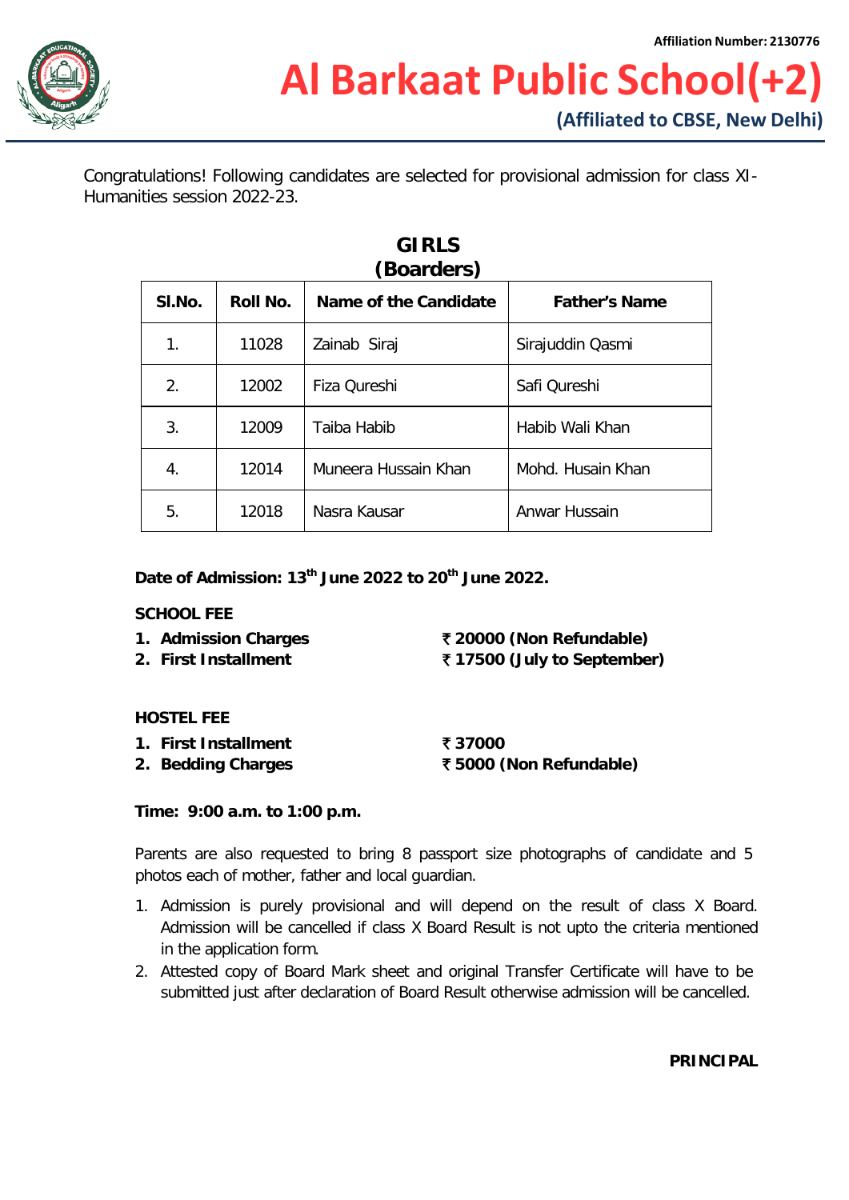Affiliation Number: 2130776

# Al Barkaat Public School(+2)

**(Affiliated to CBSE, New Delhi)**

Congratulations! Following candidates are selected for provisional admission for class XI-Humanities session 2022-23.

## GIRLS (Boarders)

| Sl.No. | Roll No. | Name of the Candidate | Father's Name |
|---|---|---|---|
| 1. | 11028 | Zainab Siraj | Sirajuddin Qasmi |
| 2. | 12002 | Fiza Qureshi | Safi Qureshi |
| 3. | 12009 | Taiba Habib | Habib Wali Khan |
| 4. | 12014 | Muneera Hussain Khan | Mohd. Husain Khan |
| 5. | 12018 | Nasra Kausar | Anwar Hussain |

**Date of Admission: 13th June 2022 to 20th June 2022.**

**SCHOOL FEE**

1. **Admission Charges** — **₹ 20000 (Non Refundable)**
2. **First Installment** — **₹ 17500 (July to September)**

**HOSTEL FEE**

1. **First Installment** — **₹ 37000**
2. **Bedding Charges** — **₹ 5000 (Non Refundable)**

**Time: 9:00 a.m. to 1:00 p.m.**

Parents are also requested to bring 8 passport size photographs of candidate and 5 photos each of mother, father and local guardian.

1. Admission is purely provisional and will depend on the result of class X Board. Admission will be cancelled if class X Board Result is not upto the criteria mentioned in the application form.
2. Attested copy of Board Mark sheet and original Transfer Certificate will have to be submitted just after declaration of Board Result otherwise admission will be cancelled.

**PRINCIPAL**